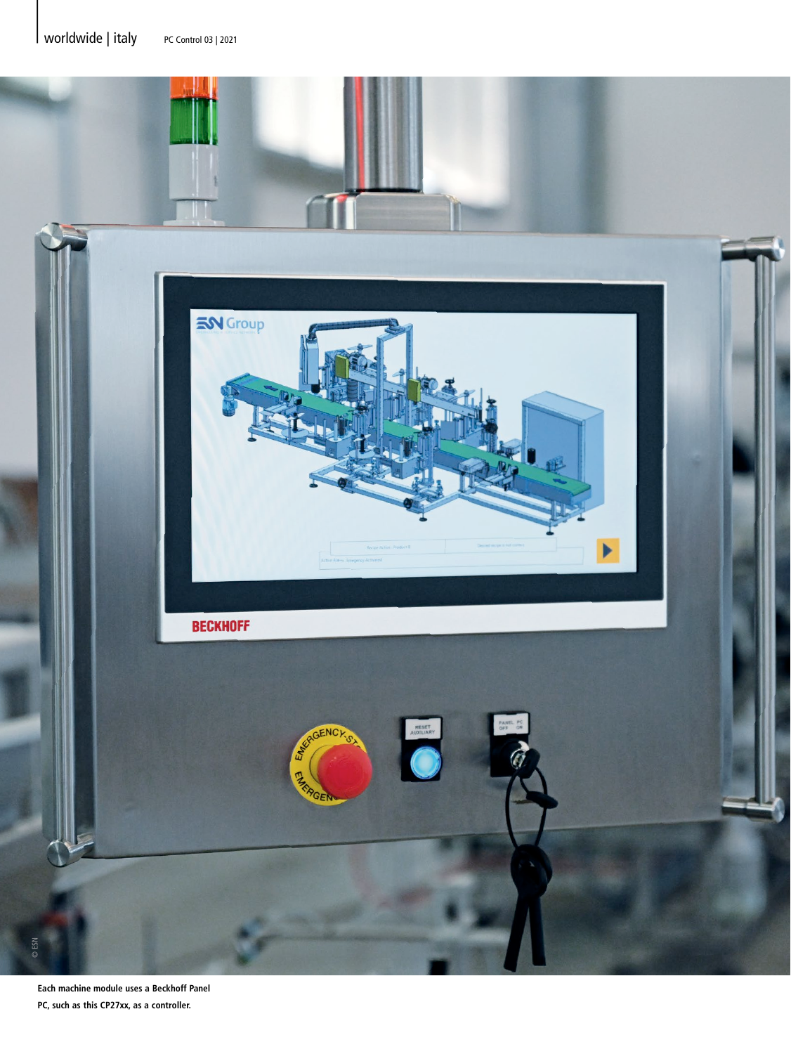**Each machine module uses a Beckhoff Panel PC, such as this CP27xx, as a controller.**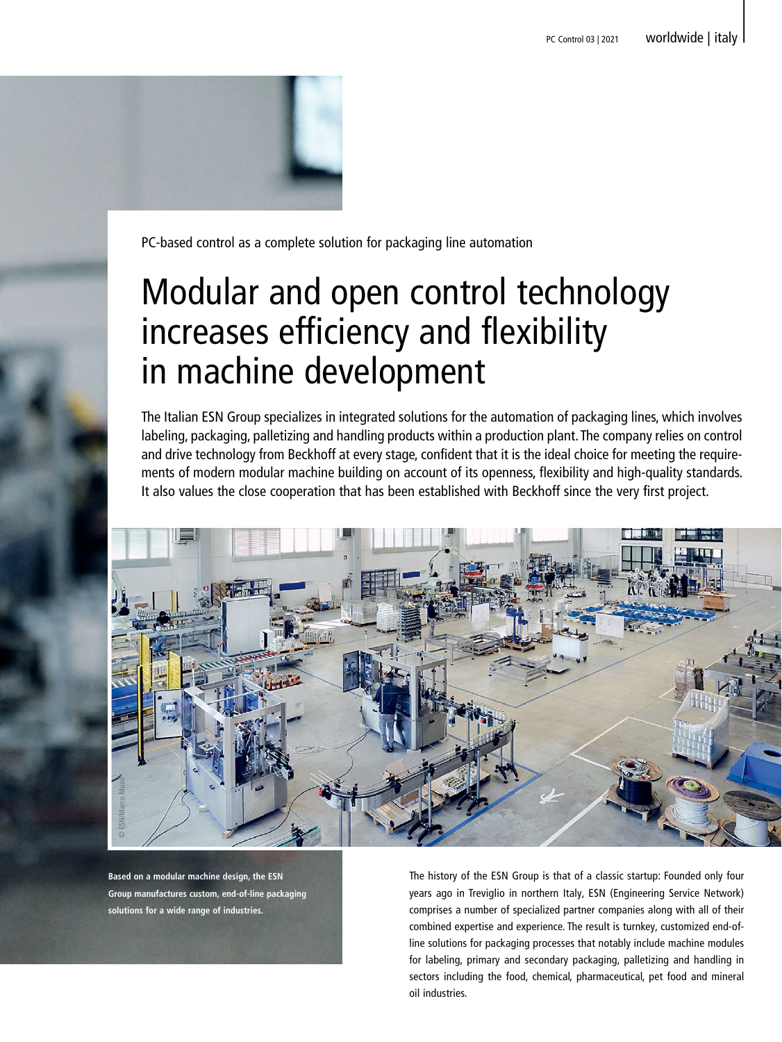PC-based control as a complete solution for packaging line automation

# Modular and open control technology increases efficiency and flexibility in machine development

The Italian ESN Group specializes in integrated solutions for the automation of packaging lines, which involves labeling, packaging, palletizing and handling products within a production plant. The company relies on control and drive technology from Beckhoff at every stage, confident that it is the ideal choice for meeting the requirements of modern modular machine building on account of its openness, flexibility and high-quality standards. It also values the close cooperation that has been established with Beckhoff since the very first project.

© ESN/Marco Mussi

**Based on a modular machine design, the ESN Group manufactures custom, end-of-line packaging solutions for a wide range of industries.**

The history of the ESN Group is that of a classic startup: Founded only four years ago in Treviglio in northern Italy, ESN (Engineering Service Network) comprises a number of specialized partner companies along with all of their combined expertise and experience. The result is turnkey, customized end-of-line solutions for packaging processes that notably include machine modules for labeling, primary and secondary packaging, palletizing and handling in sectors including the food, chemical, pharmaceutical, pet food and mineral oil industries.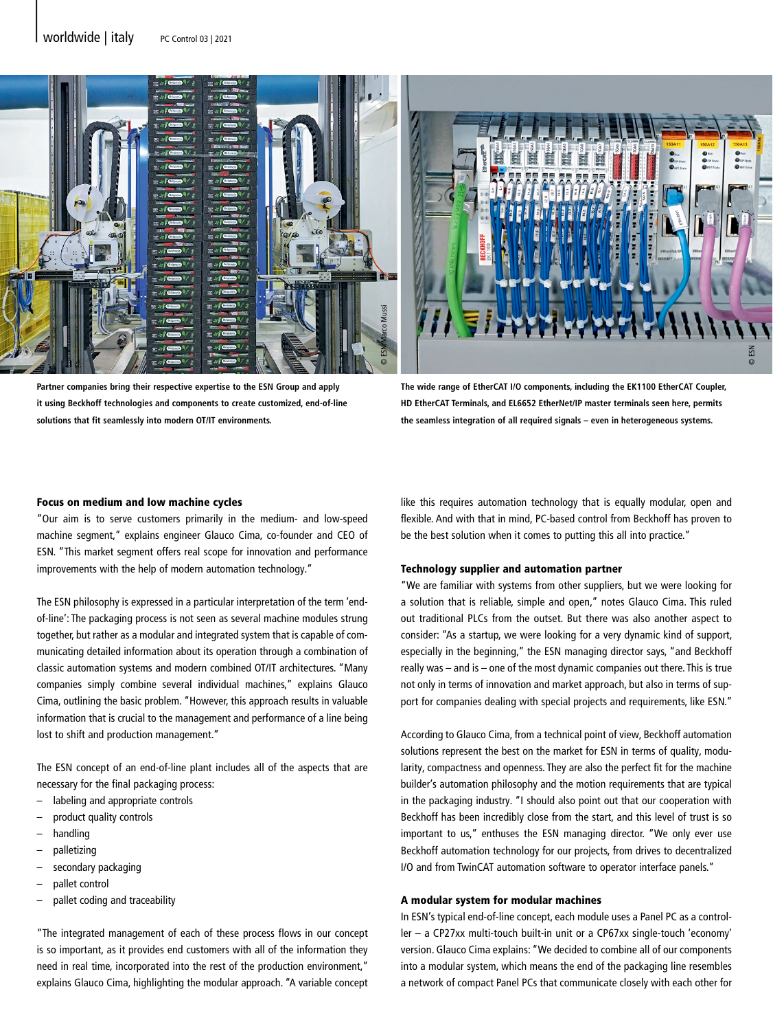Partner companies bring their respective expertise to the ESN Group and apply it using Beckhoff technologies and components to create customized, end-of-line solutions that fit seamlessly into modern OT/IT environments.

The wide range of EtherCAT I/O components, including the EK1100 EtherCAT Coupler, HD EtherCAT Terminals, and EL6652 EtherNet/IP master terminals seen here, permits the seamless integration of all required signals – even in heterogeneous systems.

### Focus on medium and low machine cycles

"Our aim is to serve customers primarily in the medium- and low-speed machine segment," explains engineer Glauco Cima, co-founder and CEO of ESN. "This market segment offers real scope for innovation and performance improvements with the help of modern automation technology."

The ESN philosophy is expressed in a particular interpretation of the term 'end-of-line': The packaging process is not seen as several machine modules strung together, but rather as a modular and integrated system that is capable of communicating detailed information about its operation through a combination of classic automation systems and modern combined OT/IT architectures. "Many companies simply combine several individual machines," explains Glauco Cima, outlining the basic problem. "However, this approach results in valuable information that is crucial to the management and performance of a line being lost to shift and production management."

The ESN concept of an end-of-line plant includes all of the aspects that are necessary for the final packaging process:

- labeling and appropriate controls
- product quality controls
- handling
- palletizing
- secondary packaging
- pallet control
- pallet coding and traceability

"The integrated management of each of these process flows in our concept is so important, as it provides end customers with all of the information they need in real time, incorporated into the rest of the production environment," explains Glauco Cima, highlighting the modular approach. "A variable concept like this requires automation technology that is equally modular, open and flexible. And with that in mind, PC-based control from Beckhoff has proven to be the best solution when it comes to putting this all into practice."

### Technology supplier and automation partner

"We are familiar with systems from other suppliers, but we were looking for a solution that is reliable, simple and open," notes Glauco Cima. This ruled out traditional PLCs from the outset. But there was also another aspect to consider: "As a startup, we were looking for a very dynamic kind of support, especially in the beginning," the ESN managing director says, "and Beckhoff really was – and is – one of the most dynamic companies out there. This is true not only in terms of innovation and market approach, but also in terms of support for companies dealing with special projects and requirements, like ESN."

According to Glauco Cima, from a technical point of view, Beckhoff automation solutions represent the best on the market for ESN in terms of quality, modularity, compactness and openness. They are also the perfect fit for the machine builder's automation philosophy and the motion requirements that are typical in the packaging industry. "I should also point out that our cooperation with Beckhoff has been incredibly close from the start, and this level of trust is so important to us," enthuses the ESN managing director. "We only ever use Beckhoff automation technology for our projects, from drives to decentralized I/O and from TwinCAT automation software to operator interface panels."

### A modular system for modular machines

In ESN's typical end-of-line concept, each module uses a Panel PC as a controller – a CP27xx multi-touch built-in unit or a CP67xx single-touch 'economy' version. Glauco Cima explains: "We decided to combine all of our components into a modular system, which means the end of the packaging line resembles a network of compact Panel PCs that communicate closely with each other for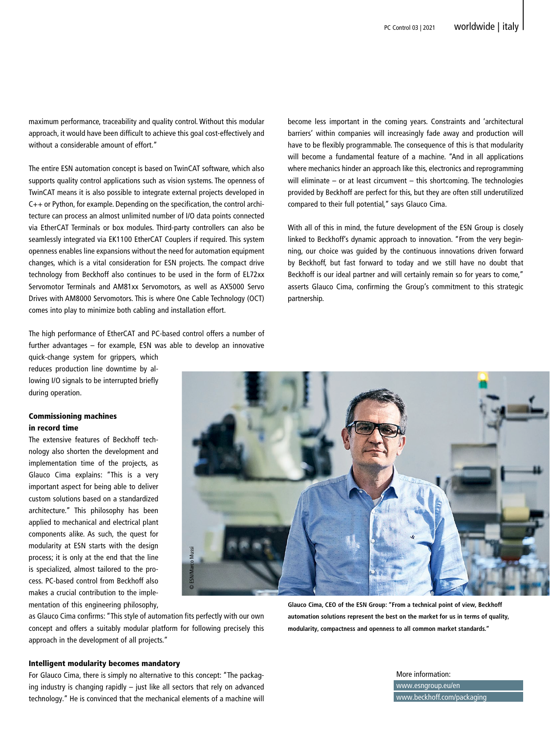maximum performance, traceability and quality control. Without this modular approach, it would have been difficult to achieve this goal cost-effectively and without a considerable amount of effort."

The entire ESN automation concept is based on TwinCAT software, which also supports quality control applications such as vision systems. The openness of TwinCAT means it is also possible to integrate external projects developed in C++ or Python, for example. Depending on the specification, the control architecture can process an almost unlimited number of I/O data points connected via EtherCAT Terminals or box modules. Third-party controllers can also be seamlessly integrated via EK1100 EtherCAT Couplers if required. This system openness enables line expansions without the need for automation equipment changes, which is a vital consideration for ESN projects. The compact drive technology from Beckhoff also continues to be used in the form of EL72xx Servomotor Terminals and AM81xx Servomotors, as well as AX5000 Servo Drives with AM8000 Servomotors. This is where One Cable Technology (OCT) comes into play to minimize both cabling and installation effort.

The high performance of EtherCAT and PC-based control offers a number of further advantages – for example, ESN was able to develop an innovative quick-change system for grippers, which reduces production line downtime by allowing I/O signals to be interrupted briefly during operation.

### Commissioning machines in record time

The extensive features of Beckhoff technology also shorten the development and implementation time of the projects, as Glauco Cima explains: "This is a very important aspect for being able to deliver custom solutions based on a standardized architecture." This philosophy has been applied to mechanical and electrical plant components alike. As such, the quest for modularity at ESN starts with the design process; it is only at the end that the line is specialized, almost tailored to the process. PC-based control from Beckhoff also makes a crucial contribution to the implementation of this engineering philosophy, as Glauco Cima confirms: "This style of automation fits perfectly with our own concept and offers a suitably modular platform for following precisely this approach in the development of all projects."

### Intelligent modularity becomes mandatory

For Glauco Cima, there is simply no alternative to this concept: "The packaging industry is changing rapidly – just like all sectors that rely on advanced technology." He is convinced that the mechanical elements of a machine will become less important in the coming years. Constraints and 'architectural barriers' within companies will increasingly fade away and production will have to be flexibly programmable. The consequence of this is that modularity will become a fundamental feature of a machine. "And in all applications where mechanics hinder an approach like this, electronics and reprogramming will eliminate – or at least circumvent – this shortcoming. The technologies provided by Beckhoff are perfect for this, but they are often still underutilized compared to their full potential," says Glauco Cima.

With all of this in mind, the future development of the ESN Group is closely linked to Beckhoff's dynamic approach to innovation. "From the very beginning, our choice was guided by the continuous innovations driven forward by Beckhoff, but fast forward to today and we still have no doubt that Beckhoff is our ideal partner and will certainly remain so for years to come," asserts Glauco Cima, confirming the Group's commitment to this strategic partnership.

© ESN/Marco Mussi

**Glauco Cima, CEO of the ESN Group: "From a technical point of view, Beckhoff automation solutions represent the best on the market for us in terms of quality, modularity, compactness and openness to all common market standards."**

More information:
www.esngroup.eu/en
www.beckhoff.com/packaging